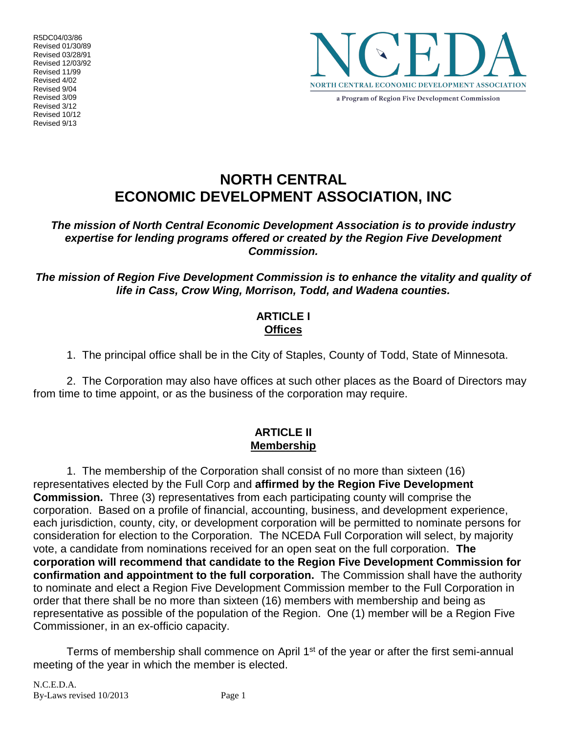R5DC04/03/86
Revised 01/30/89
Revised 03/28/91
Revised 12/03/92
Revised 11/99
Revised 4/02
Revised 9/04
Revised 3/09
Revised 3/12
Revised 10/12
Revised 9/13

NCEDA
NORTH CENTRAL ECONOMIC DEVELOPMENT ASSOCIATION
a Program of Region Five Development Commission

# NORTH CENTRAL ECONOMIC DEVELOPMENT ASSOCIATION, INC

***The mission of North Central Economic Development Association is to provide industry expertise for lending programs offered or created by the Region Five Development Commission.***

***The mission of Region Five Development Commission is to enhance the vitality and quality of life in Cass, Crow Wing, Morrison, Todd, and Wadena counties.***

## ARTICLE I
## Offices

1. The principal office shall be in the City of Staples, County of Todd, State of Minnesota.

2. The Corporation may also have offices at such other places as the Board of Directors may from time to time appoint, or as the business of the corporation may require.

## ARTICLE II
## Membership

1. The membership of the Corporation shall consist of no more than sixteen (16) representatives elected by the Full Corp and **affirmed by the Region Five Development Commission.** Three (3) representatives from each participating county will comprise the corporation. Based on a profile of financial, accounting, business, and development experience, each jurisdiction, county, city, or development corporation will be permitted to nominate persons for consideration for election to the Corporation. The NCEDA Full Corporation will select, by majority vote, a candidate from nominations received for an open seat on the full corporation. **The corporation will recommend that candidate to the Region Five Development Commission for confirmation and appointment to the full corporation.** The Commission shall have the authority to nominate and elect a Region Five Development Commission member to the Full Corporation in order that there shall be no more than sixteen (16) members with membership and being as representative as possible of the population of the Region. One (1) member will be a Region Five Commissioner, in an ex-officio capacity.

Terms of membership shall commence on April 1st of the year or after the first semi-annual meeting of the year in which the member is elected.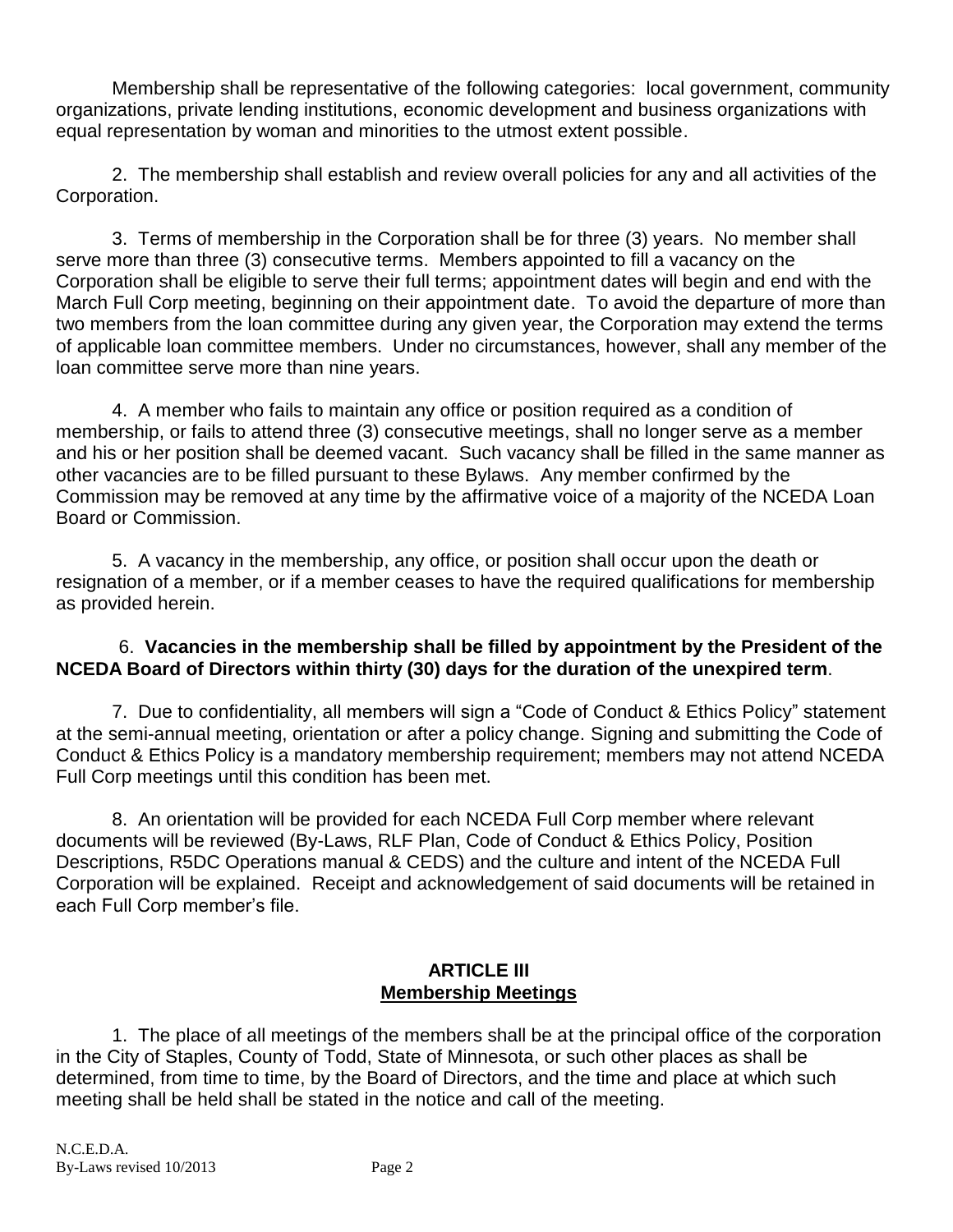Membership shall be representative of the following categories: local government, community organizations, private lending institutions, economic development and business organizations with equal representation by woman and minorities to the utmost extent possible.

2. The membership shall establish and review overall policies for any and all activities of the Corporation.

3. Terms of membership in the Corporation shall be for three (3) years. No member shall serve more than three (3) consecutive terms. Members appointed to fill a vacancy on the Corporation shall be eligible to serve their full terms; appointment dates will begin and end with the March Full Corp meeting, beginning on their appointment date. To avoid the departure of more than two members from the loan committee during any given year, the Corporation may extend the terms of applicable loan committee members. Under no circumstances, however, shall any member of the loan committee serve more than nine years.

4. A member who fails to maintain any office or position required as a condition of membership, or fails to attend three (3) consecutive meetings, shall no longer serve as a member and his or her position shall be deemed vacant. Such vacancy shall be filled in the same manner as other vacancies are to be filled pursuant to these Bylaws. Any member confirmed by the Commission may be removed at any time by the affirmative voice of a majority of the NCEDA Loan Board or Commission.

5. A vacancy in the membership, any office, or position shall occur upon the death or resignation of a member, or if a member ceases to have the required qualifications for membership as provided herein.

6. **Vacancies in the membership shall be filled by appointment by the President of the NCEDA Board of Directors within thirty (30) days for the duration of the unexpired term**.

7. Due to confidentiality, all members will sign a "Code of Conduct & Ethics Policy" statement at the semi-annual meeting, orientation or after a policy change. Signing and submitting the Code of Conduct & Ethics Policy is a mandatory membership requirement; members may not attend NCEDA Full Corp meetings until this condition has been met.

8. An orientation will be provided for each NCEDA Full Corp member where relevant documents will be reviewed (By-Laws, RLF Plan, Code of Conduct & Ethics Policy, Position Descriptions, R5DC Operations manual & CEDS) and the culture and intent of the NCEDA Full Corporation will be explained. Receipt and acknowledgement of said documents will be retained in each Full Corp member's file.

## ARTICLE III
## Membership Meetings

1. The place of all meetings of the members shall be at the principal office of the corporation in the City of Staples, County of Todd, State of Minnesota, or such other places as shall be determined, from time to time, by the Board of Directors, and the time and place at which such meeting shall be held shall be stated in the notice and call of the meeting.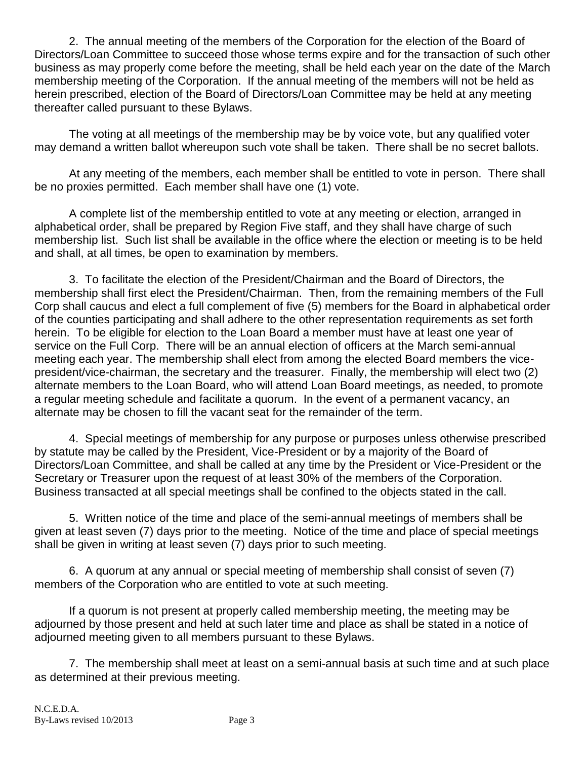2. The annual meeting of the members of the Corporation for the election of the Board of Directors/Loan Committee to succeed those whose terms expire and for the transaction of such other business as may properly come before the meeting, shall be held each year on the date of the March membership meeting of the Corporation. If the annual meeting of the members will not be held as herein prescribed, election of the Board of Directors/Loan Committee may be held at any meeting thereafter called pursuant to these Bylaws.

The voting at all meetings of the membership may be by voice vote, but any qualified voter may demand a written ballot whereupon such vote shall be taken. There shall be no secret ballots.

At any meeting of the members, each member shall be entitled to vote in person. There shall be no proxies permitted. Each member shall have one (1) vote.

A complete list of the membership entitled to vote at any meeting or election, arranged in alphabetical order, shall be prepared by Region Five staff, and they shall have charge of such membership list. Such list shall be available in the office where the election or meeting is to be held and shall, at all times, be open to examination by members.

3. To facilitate the election of the President/Chairman and the Board of Directors, the membership shall first elect the President/Chairman. Then, from the remaining members of the Full Corp shall caucus and elect a full complement of five (5) members for the Board in alphabetical order of the counties participating and shall adhere to the other representation requirements as set forth herein. To be eligible for election to the Loan Board a member must have at least one year of service on the Full Corp. There will be an annual election of officers at the March semi-annual meeting each year. The membership shall elect from among the elected Board members the vice-president/vice-chairman, the secretary and the treasurer. Finally, the membership will elect two (2) alternate members to the Loan Board, who will attend Loan Board meetings, as needed, to promote a regular meeting schedule and facilitate a quorum. In the event of a permanent vacancy, an alternate may be chosen to fill the vacant seat for the remainder of the term.

4. Special meetings of membership for any purpose or purposes unless otherwise prescribed by statute may be called by the President, Vice-President or by a majority of the Board of Directors/Loan Committee, and shall be called at any time by the President or Vice-President or the Secretary or Treasurer upon the request of at least 30% of the members of the Corporation. Business transacted at all special meetings shall be confined to the objects stated in the call.

5. Written notice of the time and place of the semi-annual meetings of members shall be given at least seven (7) days prior to the meeting. Notice of the time and place of special meetings shall be given in writing at least seven (7) days prior to such meeting.

6. A quorum at any annual or special meeting of membership shall consist of seven (7) members of the Corporation who are entitled to vote at such meeting.

If a quorum is not present at properly called membership meeting, the meeting may be adjourned by those present and held at such later time and place as shall be stated in a notice of adjourned meeting given to all members pursuant to these Bylaws.

7. The membership shall meet at least on a semi-annual basis at such time and at such place as determined at their previous meeting.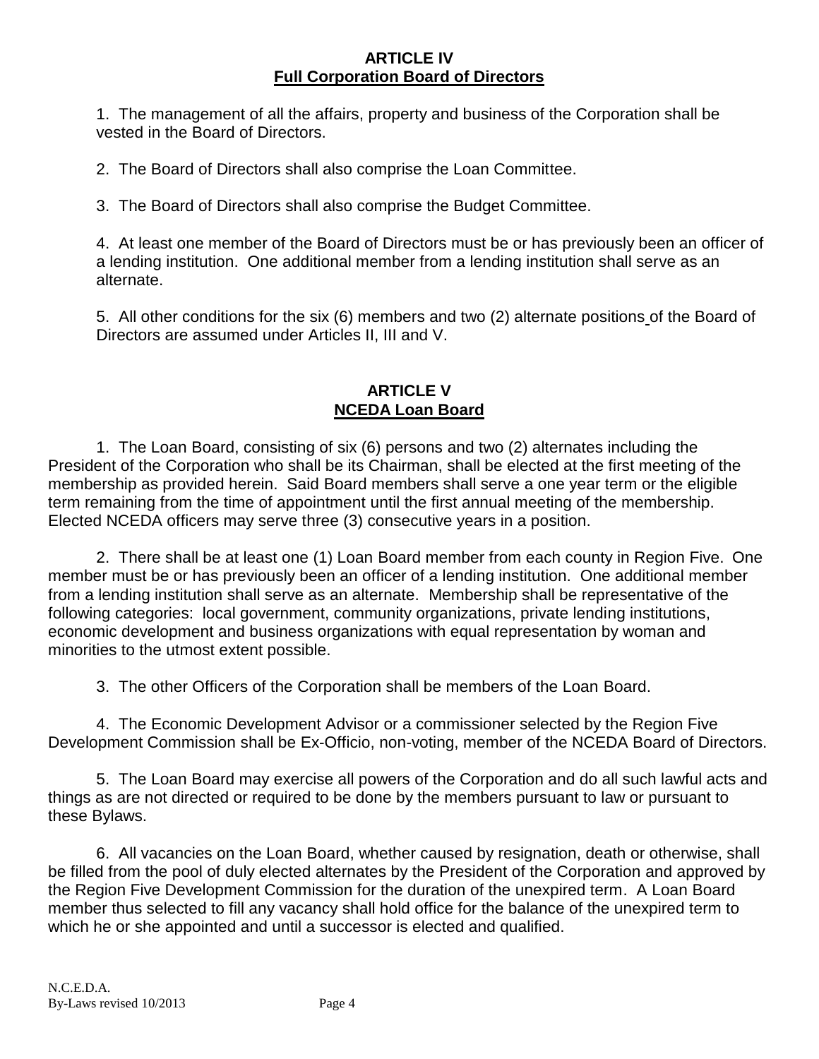## ARTICLE IV
## Full Corporation Board of Directors

1. The management of all the affairs, property and business of the Corporation shall be vested in the Board of Directors.

2. The Board of Directors shall also comprise the Loan Committee.

3. The Board of Directors shall also comprise the Budget Committee.

4. At least one member of the Board of Directors must be or has previously been an officer of a lending institution. One additional member from a lending institution shall serve as an alternate.

5. All other conditions for the six (6) members and two (2) alternate positions of the Board of Directors are assumed under Articles II, III and V.

## ARTICLE V
## NCEDA Loan Board

1. The Loan Board, consisting of six (6) persons and two (2) alternates including the President of the Corporation who shall be its Chairman, shall be elected at the first meeting of the membership as provided herein. Said Board members shall serve a one year term or the eligible term remaining from the time of appointment until the first annual meeting of the membership. Elected NCEDA officers may serve three (3) consecutive years in a position.

2. There shall be at least one (1) Loan Board member from each county in Region Five. One member must be or has previously been an officer of a lending institution. One additional member from a lending institution shall serve as an alternate. Membership shall be representative of the following categories: local government, community organizations, private lending institutions, economic development and business organizations with equal representation by woman and minorities to the utmost extent possible.

3. The other Officers of the Corporation shall be members of the Loan Board.

4. The Economic Development Advisor or a commissioner selected by the Region Five Development Commission shall be Ex-Officio, non-voting, member of the NCEDA Board of Directors.

5. The Loan Board may exercise all powers of the Corporation and do all such lawful acts and things as are not directed or required to be done by the members pursuant to law or pursuant to these Bylaws.

6. All vacancies on the Loan Board, whether caused by resignation, death or otherwise, shall be filled from the pool of duly elected alternates by the President of the Corporation and approved by the Region Five Development Commission for the duration of the unexpired term. A Loan Board member thus selected to fill any vacancy shall hold office for the balance of the unexpired term to which he or she appointed and until a successor is elected and qualified.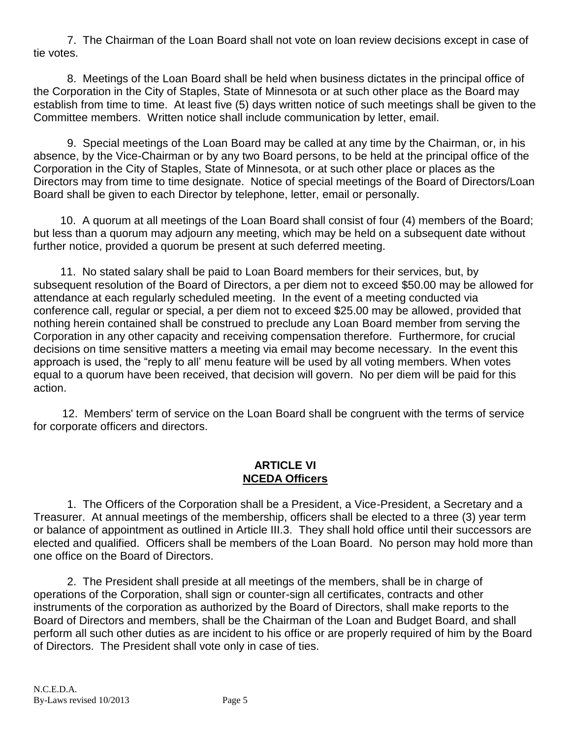7. The Chairman of the Loan Board shall not vote on loan review decisions except in case of tie votes.

8. Meetings of the Loan Board shall be held when business dictates in the principal office of the Corporation in the City of Staples, State of Minnesota or at such other place as the Board may establish from time to time. At least five (5) days written notice of such meetings shall be given to the Committee members. Written notice shall include communication by letter, email.

9. Special meetings of the Loan Board may be called at any time by the Chairman, or, in his absence, by the Vice-Chairman or by any two Board persons, to be held at the principal office of the Corporation in the City of Staples, State of Minnesota, or at such other place or places as the Directors may from time to time designate. Notice of special meetings of the Board of Directors/Loan Board shall be given to each Director by telephone, letter, email or personally.

10. A quorum at all meetings of the Loan Board shall consist of four (4) members of the Board; but less than a quorum may adjourn any meeting, which may be held on a subsequent date without further notice, provided a quorum be present at such deferred meeting.

11. No stated salary shall be paid to Loan Board members for their services, but, by subsequent resolution of the Board of Directors, a per diem not to exceed $50.00 may be allowed for attendance at each regularly scheduled meeting. In the event of a meeting conducted via conference call, regular or special, a per diem not to exceed $25.00 may be allowed, provided that nothing herein contained shall be construed to preclude any Loan Board member from serving the Corporation in any other capacity and receiving compensation therefore. Furthermore, for crucial decisions on time sensitive matters a meeting via email may become necessary. In the event this approach is used, the "reply to all' menu feature will be used by all voting members. When votes equal to a quorum have been received, that decision will govern. No per diem will be paid for this action.

12. Members' term of service on the Loan Board shall be congruent with the terms of service for corporate officers and directors.

## ARTICLE VI
## NCEDA Officers

1. The Officers of the Corporation shall be a President, a Vice-President, a Secretary and a Treasurer. At annual meetings of the membership, officers shall be elected to a three (3) year term or balance of appointment as outlined in Article III.3. They shall hold office until their successors are elected and qualified. Officers shall be members of the Loan Board. No person may hold more than one office on the Board of Directors.

2. The President shall preside at all meetings of the members, shall be in charge of operations of the Corporation, shall sign or counter-sign all certificates, contracts and other instruments of the corporation as authorized by the Board of Directors, shall make reports to the Board of Directors and members, shall be the Chairman of the Loan and Budget Board, and shall perform all such other duties as are incident to his office or are properly required of him by the Board of Directors. The President shall vote only in case of ties.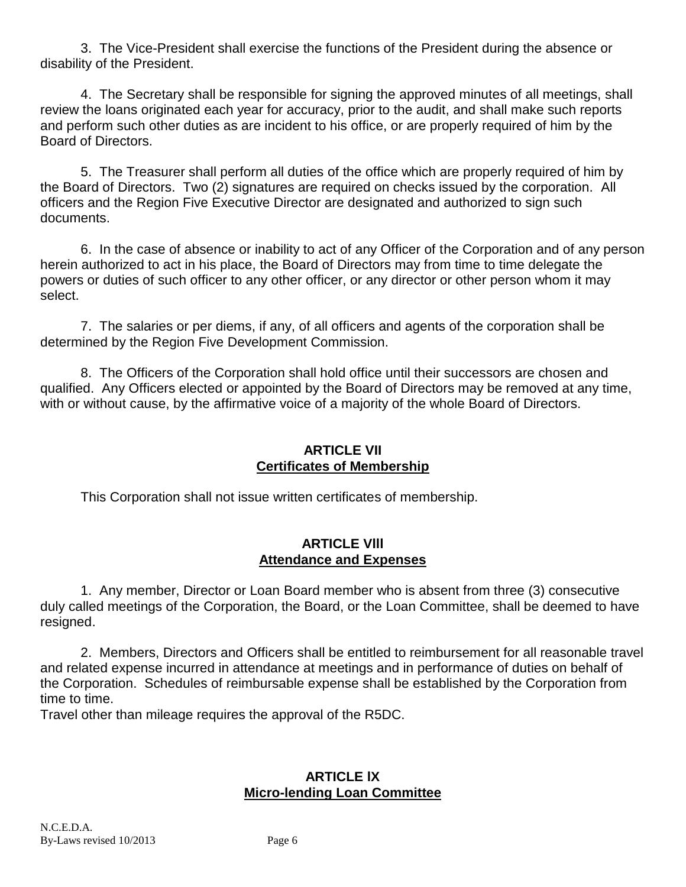3. The Vice-President shall exercise the functions of the President during the absence or disability of the President.

4. The Secretary shall be responsible for signing the approved minutes of all meetings, shall review the loans originated each year for accuracy, prior to the audit, and shall make such reports and perform such other duties as are incident to his office, or are properly required of him by the Board of Directors.

5. The Treasurer shall perform all duties of the office which are properly required of him by the Board of Directors. Two (2) signatures are required on checks issued by the corporation. All officers and the Region Five Executive Director are designated and authorized to sign such documents.

6. In the case of absence or inability to act of any Officer of the Corporation and of any person herein authorized to act in his place, the Board of Directors may from time to time delegate the powers or duties of such officer to any other officer, or any director or other person whom it may select.

7. The salaries or per diems, if any, of all officers and agents of the corporation shall be determined by the Region Five Development Commission.

8. The Officers of the Corporation shall hold office until their successors are chosen and qualified. Any Officers elected or appointed by the Board of Directors may be removed at any time, with or without cause, by the affirmative voice of a majority of the whole Board of Directors.

## ARTICLE VII
## Certificates of Membership

This Corporation shall not issue written certificates of membership.

## ARTICLE VIII
## Attendance and Expenses

1. Any member, Director or Loan Board member who is absent from three (3) consecutive duly called meetings of the Corporation, the Board, or the Loan Committee, shall be deemed to have resigned.

2. Members, Directors and Officers shall be entitled to reimbursement for all reasonable travel and related expense incurred in attendance at meetings and in performance of duties on behalf of the Corporation. Schedules of reimbursable expense shall be established by the Corporation from time to time.
Travel other than mileage requires the approval of the R5DC.

## ARTICLE IX
## Micro-lending Loan Committee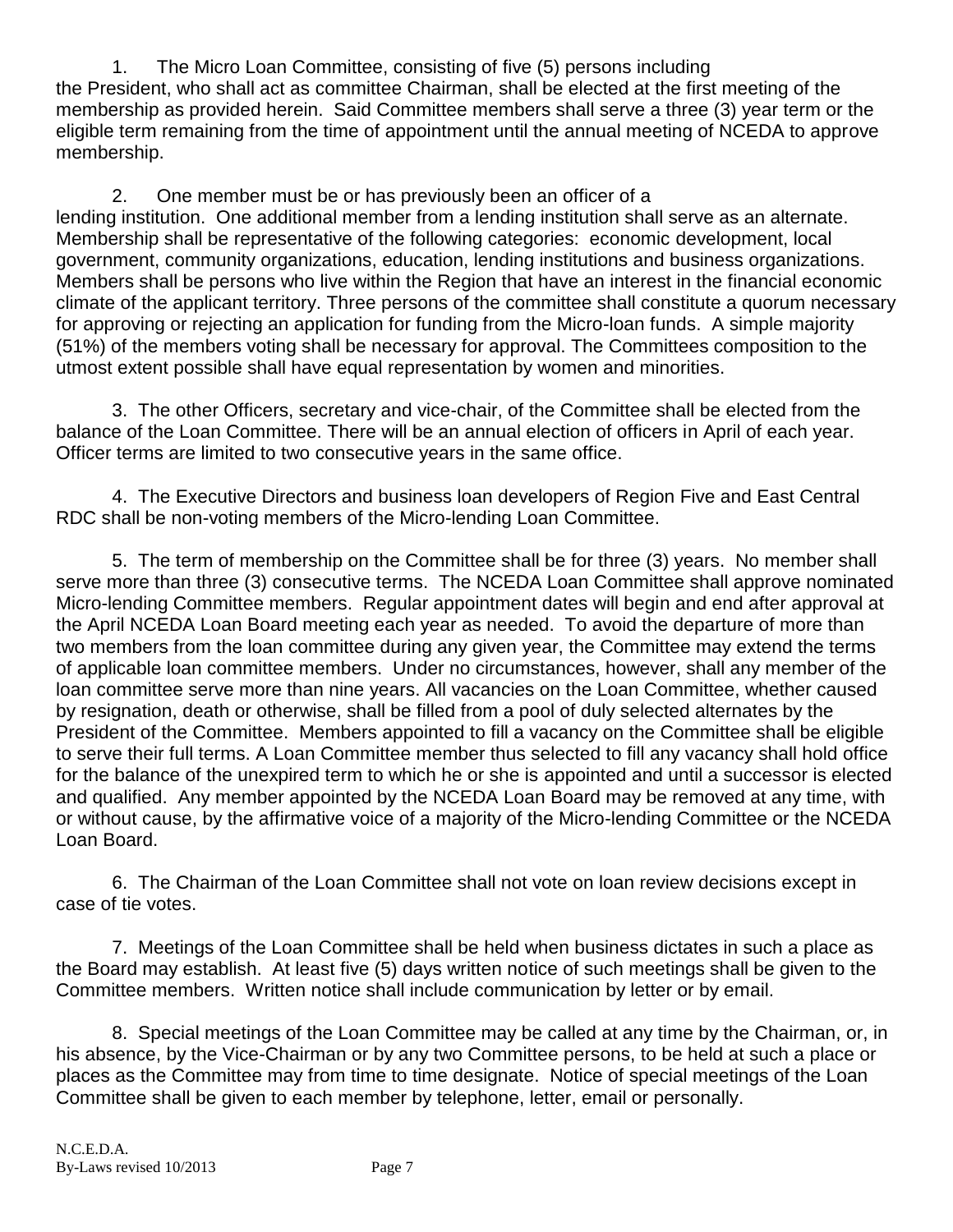1. The Micro Loan Committee, consisting of five (5) persons including the President, who shall act as committee Chairman, shall be elected at the first meeting of the membership as provided herein. Said Committee members shall serve a three (3) year term or the eligible term remaining from the time of appointment until the annual meeting of NCEDA to approve membership.

2. One member must be or has previously been an officer of a lending institution. One additional member from a lending institution shall serve as an alternate. Membership shall be representative of the following categories: economic development, local government, community organizations, education, lending institutions and business organizations. Members shall be persons who live within the Region that have an interest in the financial economic climate of the applicant territory. Three persons of the committee shall constitute a quorum necessary for approving or rejecting an application for funding from the Micro-loan funds. A simple majority (51%) of the members voting shall be necessary for approval. The Committees composition to the utmost extent possible shall have equal representation by women and minorities.

3. The other Officers, secretary and vice-chair, of the Committee shall be elected from the balance of the Loan Committee. There will be an annual election of officers in April of each year. Officer terms are limited to two consecutive years in the same office.

4. The Executive Directors and business loan developers of Region Five and East Central RDC shall be non-voting members of the Micro-lending Loan Committee.

5. The term of membership on the Committee shall be for three (3) years. No member shall serve more than three (3) consecutive terms. The NCEDA Loan Committee shall approve nominated Micro-lending Committee members. Regular appointment dates will begin and end after approval at the April NCEDA Loan Board meeting each year as needed. To avoid the departure of more than two members from the loan committee during any given year, the Committee may extend the terms of applicable loan committee members. Under no circumstances, however, shall any member of the loan committee serve more than nine years. All vacancies on the Loan Committee, whether caused by resignation, death or otherwise, shall be filled from a pool of duly selected alternates by the President of the Committee. Members appointed to fill a vacancy on the Committee shall be eligible to serve their full terms. A Loan Committee member thus selected to fill any vacancy shall hold office for the balance of the unexpired term to which he or she is appointed and until a successor is elected and qualified. Any member appointed by the NCEDA Loan Board may be removed at any time, with or without cause, by the affirmative voice of a majority of the Micro-lending Committee or the NCEDA Loan Board.

6. The Chairman of the Loan Committee shall not vote on loan review decisions except in case of tie votes.

7. Meetings of the Loan Committee shall be held when business dictates in such a place as the Board may establish. At least five (5) days written notice of such meetings shall be given to the Committee members. Written notice shall include communication by letter or by email.

8. Special meetings of the Loan Committee may be called at any time by the Chairman, or, in his absence, by the Vice-Chairman or by any two Committee persons, to be held at such a place or places as the Committee may from time to time designate. Notice of special meetings of the Loan Committee shall be given to each member by telephone, letter, email or personally.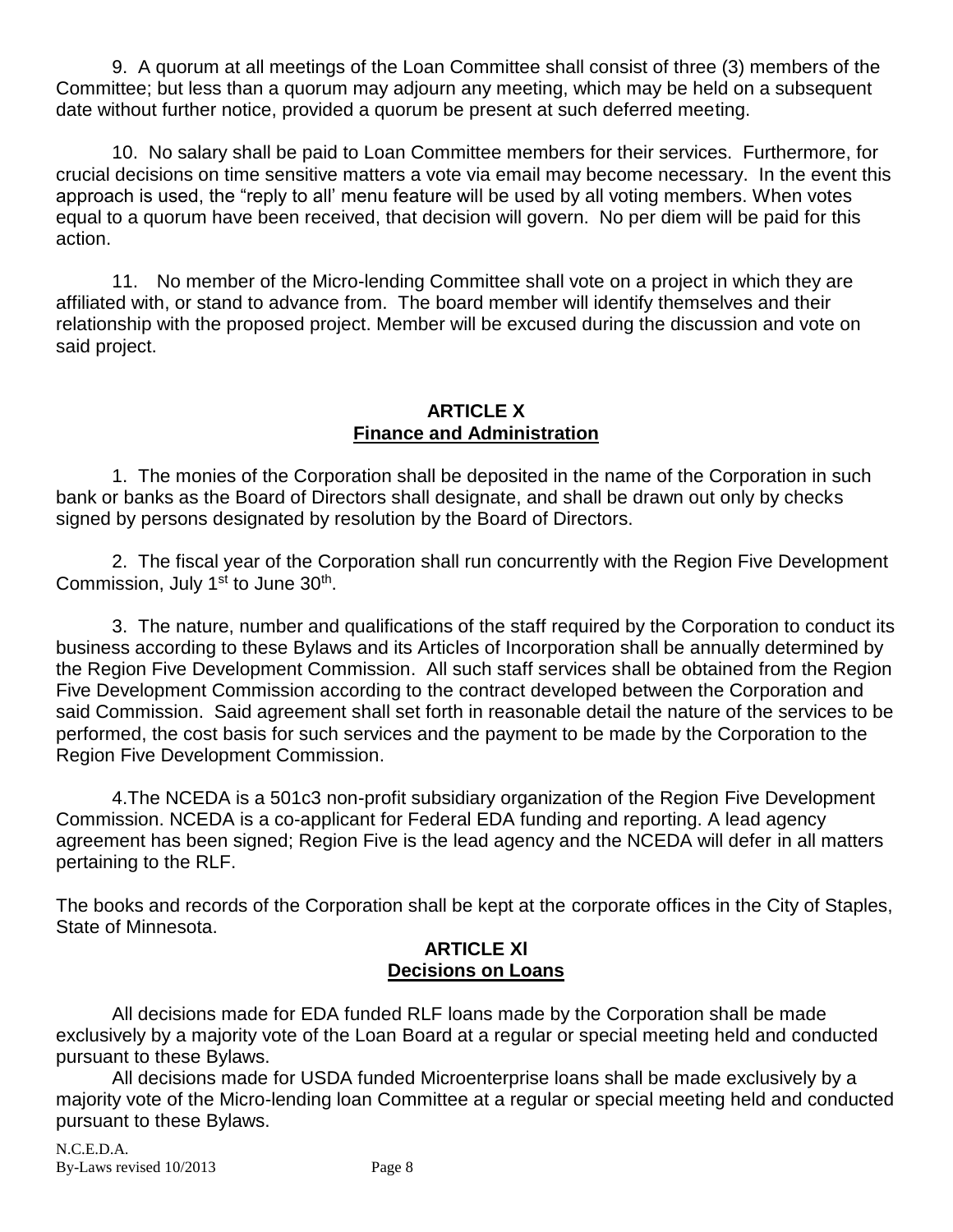9. A quorum at all meetings of the Loan Committee shall consist of three (3) members of the Committee; but less than a quorum may adjourn any meeting, which may be held on a subsequent date without further notice, provided a quorum be present at such deferred meeting.

10. No salary shall be paid to Loan Committee members for their services. Furthermore, for crucial decisions on time sensitive matters a vote via email may become necessary. In the event this approach is used, the "reply to all' menu feature will be used by all voting members. When votes equal to a quorum have been received, that decision will govern. No per diem will be paid for this action.

11. No member of the Micro-lending Committee shall vote on a project in which they are affiliated with, or stand to advance from. The board member will identify themselves and their relationship with the proposed project. Member will be excused during the discussion and vote on said project.

## ARTICLE X
## Finance and Administration

1. The monies of the Corporation shall be deposited in the name of the Corporation in such bank or banks as the Board of Directors shall designate, and shall be drawn out only by checks signed by persons designated by resolution by the Board of Directors.

2. The fiscal year of the Corporation shall run concurrently with the Region Five Development Commission, July 1st to June 30th.

3. The nature, number and qualifications of the staff required by the Corporation to conduct its business according to these Bylaws and its Articles of Incorporation shall be annually determined by the Region Five Development Commission. All such staff services shall be obtained from the Region Five Development Commission according to the contract developed between the Corporation and said Commission. Said agreement shall set forth in reasonable detail the nature of the services to be performed, the cost basis for such services and the payment to be made by the Corporation to the Region Five Development Commission.

4.The NCEDA is a 501c3 non-profit subsidiary organization of the Region Five Development Commission. NCEDA is a co-applicant for Federal EDA funding and reporting. A lead agency agreement has been signed; Region Five is the lead agency and the NCEDA will defer in all matters pertaining to the RLF.

The books and records of the Corporation shall be kept at the corporate offices in the City of Staples, State of Minnesota.

## ARTICLE XI
## Decisions on Loans

All decisions made for EDA funded RLF loans made by the Corporation shall be made exclusively by a majority vote of the Loan Board at a regular or special meeting held and conducted pursuant to these Bylaws.

All decisions made for USDA funded Microenterprise loans shall be made exclusively by a majority vote of the Micro-lending loan Committee at a regular or special meeting held and conducted pursuant to these Bylaws.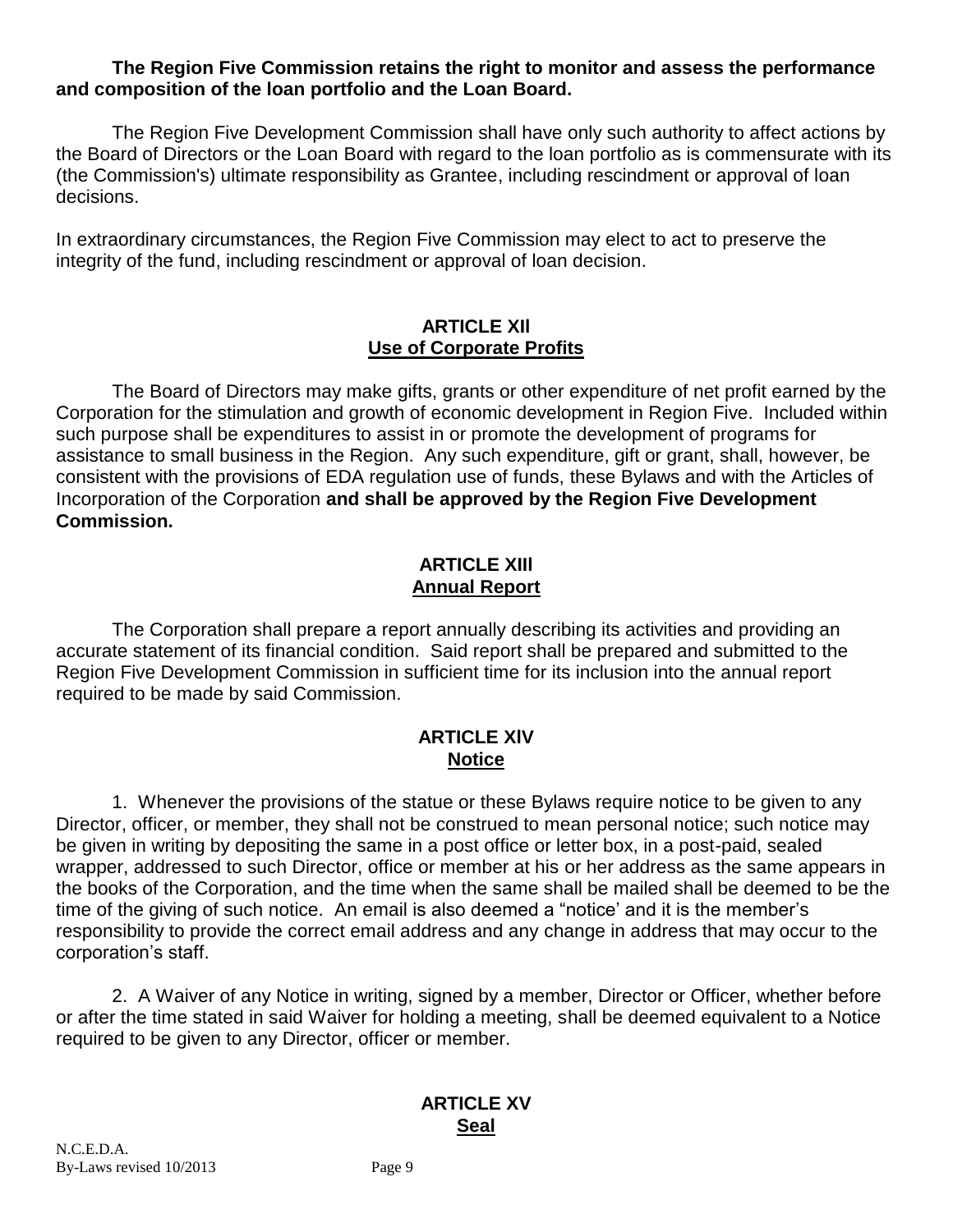**The Region Five Commission retains the right to monitor and assess the performance and composition of the loan portfolio and the Loan Board.**

The Region Five Development Commission shall have only such authority to affect actions by the Board of Directors or the Loan Board with regard to the loan portfolio as is commensurate with its (the Commission's) ultimate responsibility as Grantee, including rescindment or approval of loan decisions.

In extraordinary circumstances, the Region Five Commission may elect to act to preserve the integrity of the fund, including rescindment or approval of loan decision.

## ARTICLE XIl
## Use of Corporate Profits

The Board of Directors may make gifts, grants or other expenditure of net profit earned by the Corporation for the stimulation and growth of economic development in Region Five. Included within such purpose shall be expenditures to assist in or promote the development of programs for assistance to small business in the Region. Any such expenditure, gift or grant, shall, however, be consistent with the provisions of EDA regulation use of funds, these Bylaws and with the Articles of Incorporation of the Corporation **and shall be approved by the Region Five Development Commission.**

## ARTICLE XIIl
## Annual Report

The Corporation shall prepare a report annually describing its activities and providing an accurate statement of its financial condition. Said report shall be prepared and submitted to the Region Five Development Commission in sufficient time for its inclusion into the annual report required to be made by said Commission.

## ARTICLE XlV
## Notice

1. Whenever the provisions of the statue or these Bylaws require notice to be given to any Director, officer, or member, they shall not be construed to mean personal notice; such notice may be given in writing by depositing the same in a post office or letter box, in a post-paid, sealed wrapper, addressed to such Director, office or member at his or her address as the same appears in the books of the Corporation, and the time when the same shall be mailed shall be deemed to be the time of the giving of such notice. An email is also deemed a "notice' and it is the member's responsibility to provide the correct email address and any change in address that may occur to the corporation's staff.

2. A Waiver of any Notice in writing, signed by a member, Director or Officer, whether before or after the time stated in said Waiver for holding a meeting, shall be deemed equivalent to a Notice required to be given to any Director, officer or member.

## ARTICLE XV
## Seal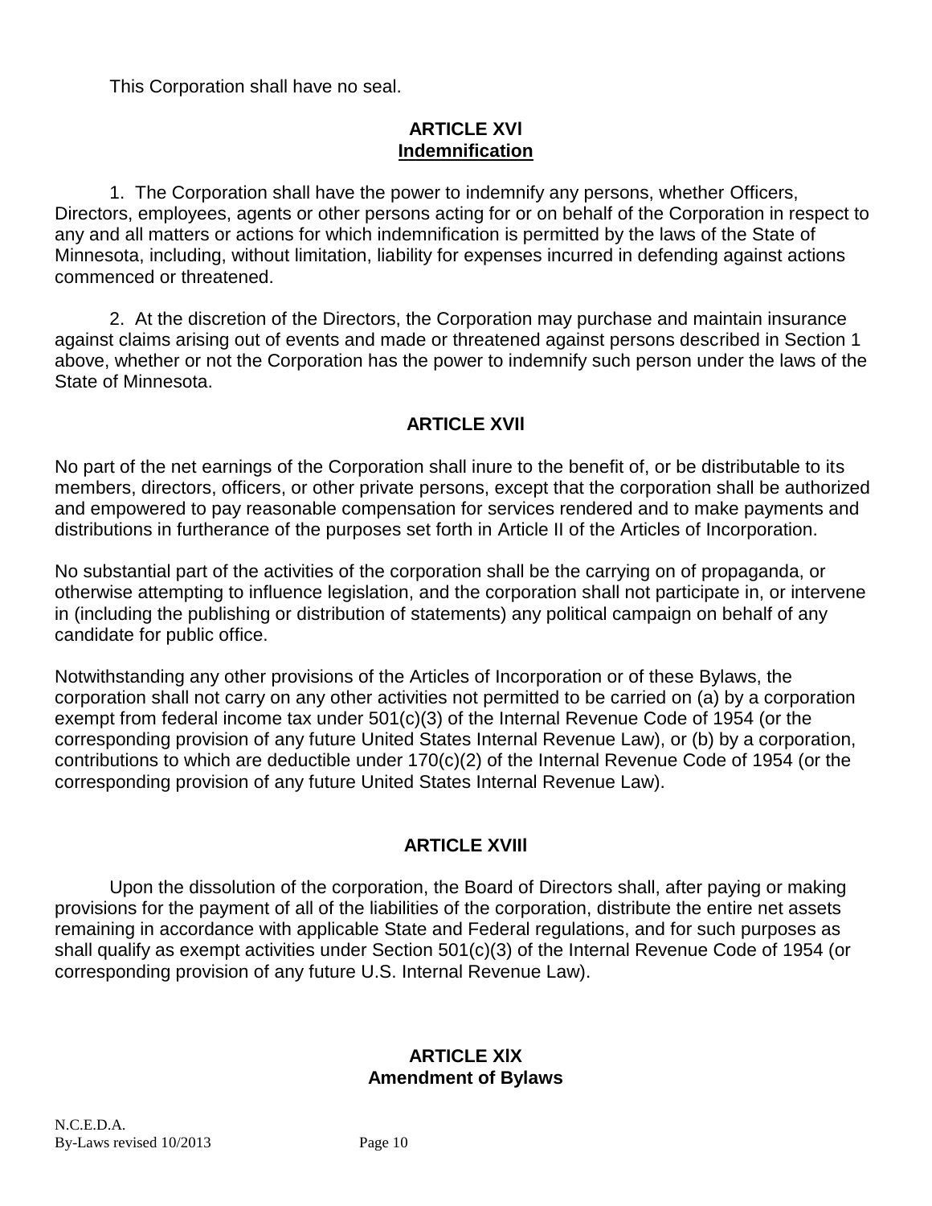This Corporation shall have no seal.

## ARTICLE XVI
## Indemnification

1. The Corporation shall have the power to indemnify any persons, whether Officers, Directors, employees, agents or other persons acting for or on behalf of the Corporation in respect to any and all matters or actions for which indemnification is permitted by the laws of the State of Minnesota, including, without limitation, liability for expenses incurred in defending against actions commenced or threatened.

2. At the discretion of the Directors, the Corporation may purchase and maintain insurance against claims arising out of events and made or threatened against persons described in Section 1 above, whether or not the Corporation has the power to indemnify such person under the laws of the State of Minnesota.

## ARTICLE XVII

No part of the net earnings of the Corporation shall inure to the benefit of, or be distributable to its members, directors, officers, or other private persons, except that the corporation shall be authorized and empowered to pay reasonable compensation for services rendered and to make payments and distributions in furtherance of the purposes set forth in Article II of the Articles of Incorporation.

No substantial part of the activities of the corporation shall be the carrying on of propaganda, or otherwise attempting to influence legislation, and the corporation shall not participate in, or intervene in (including the publishing or distribution of statements) any political campaign on behalf of any candidate for public office.

Notwithstanding any other provisions of the Articles of Incorporation or of these Bylaws, the corporation shall not carry on any other activities not permitted to be carried on (a) by a corporation exempt from federal income tax under 501(c)(3) of the Internal Revenue Code of 1954 (or the corresponding provision of any future United States Internal Revenue Law), or (b) by a corporation, contributions to which are deductible under 170(c)(2) of the Internal Revenue Code of 1954 (or the corresponding provision of any future United States Internal Revenue Law).

## ARTICLE XVIII

Upon the dissolution of the corporation, the Board of Directors shall, after paying or making provisions for the payment of all of the liabilities of the corporation, distribute the entire net assets remaining in accordance with applicable State and Federal regulations, and for such purposes as shall qualify as exempt activities under Section 501(c)(3) of the Internal Revenue Code of 1954 (or corresponding provision of any future U.S. Internal Revenue Law).

## ARTICLE XIX
## Amendment of Bylaws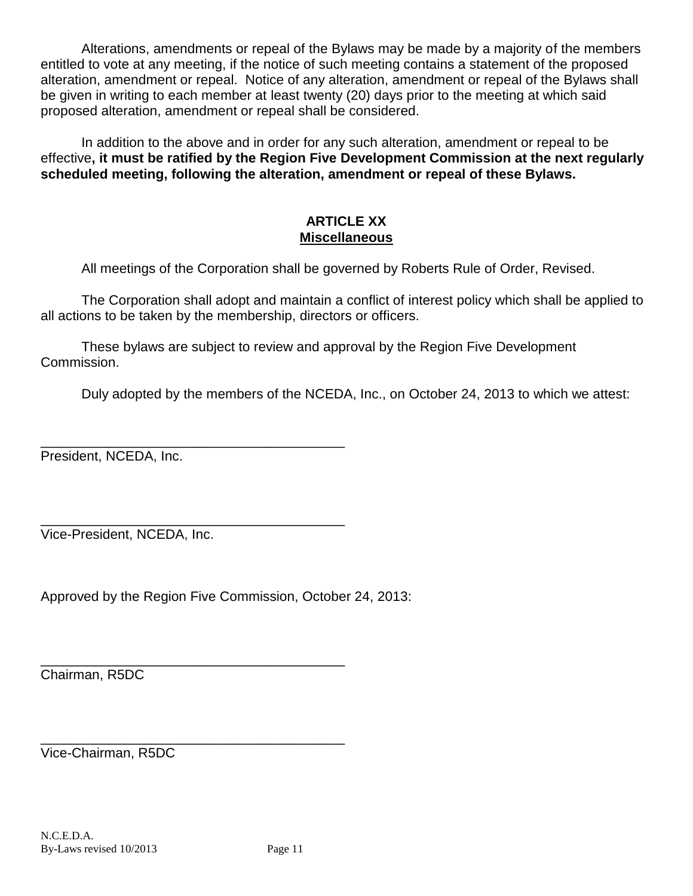Alterations, amendments or repeal of the Bylaws may be made by a majority of the members entitled to vote at any meeting, if the notice of such meeting contains a statement of the proposed alteration, amendment or repeal. Notice of any alteration, amendment or repeal of the Bylaws shall be given in writing to each member at least twenty (20) days prior to the meeting at which said proposed alteration, amendment or repeal shall be considered.

In addition to the above and in order for any such alteration, amendment or repeal to be effective**, it must be ratified by the Region Five Development Commission at the next regularly scheduled meeting, following the alteration, amendment or repeal of these Bylaws.**

## ARTICLE XX
## Miscellaneous

All meetings of the Corporation shall be governed by Roberts Rule of Order, Revised.

The Corporation shall adopt and maintain a conflict of interest policy which shall be applied to all actions to be taken by the membership, directors or officers.

These bylaws are subject to review and approval by the Region Five Development Commission.

Duly adopted by the members of the NCEDA, Inc., on October 24, 2013 to which we attest:

_________________________________________
President, NCEDA, Inc.

_________________________________________
Vice-President, NCEDA, Inc.

Approved by the Region Five Commission, October 24, 2013:

_________________________________________
Chairman, R5DC

_________________________________________
Vice-Chairman, R5DC